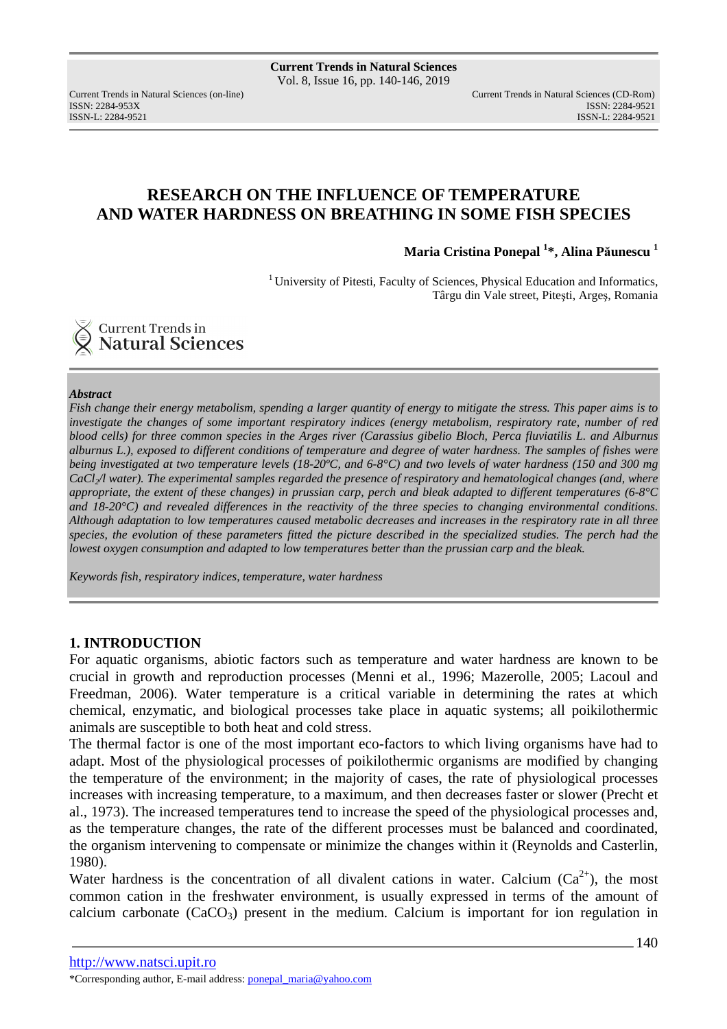# RESEARCH ON THE INFLUENCE OF TEMPERATURE AND WATER HARDNESS ON BREATHING IN SOME FISH SPECIES

**Maria Cristina Ponepal [1]*, Alina Păunescu [1]**

[1] University of Pitesti, Faculty of Sciences, Physical Education and Informatics, Târgu din Vale street, Pitești, Argeș, Romania

***Abstract***

*Fish change their energy metabolism, spending a larger quantity of energy to mitigate the stress. This paper aims is to investigate the changes of some important respiratory indices (energy metabolism, respiratory rate, number of red blood cells) for three common species in the Arges river (Carassius gibelio Bloch, Perca fluviatilis L. and Alburnus alburnus L.), exposed to different conditions of temperature and degree of water hardness. The samples of fishes were being investigated at two temperature levels (18-20ºC, and 6-8°C) and two levels of water hardness (150 and 300 mg $CaCl_2$/l water). The experimental samples regarded the presence of respiratory and hematological changes (and, where appropriate, the extent of these changes) in prussian carp, perch and bleak adapted to different temperatures (6-8°C and 18-20°C) and revealed differences in the reactivity of the three species to changing environmental conditions. Although adaptation to low temperatures caused metabolic decreases and increases in the respiratory rate in all three species, the evolution of these parameters fitted the picture described in the specialized studies. The perch had the lowest oxygen consumption and adapted to low temperatures better than the prussian carp and the bleak.*

*Keywords fish, respiratory indices, temperature, water hardness*

## 1. INTRODUCTION

For aquatic organisms, abiotic factors such as temperature and water hardness are known to be crucial in growth and reproduction processes (Menni et al., 1996; Mazerolle, 2005; Lacoul and Freedman, 2006). Water temperature is a critical variable in determining the rates at which chemical, enzymatic, and biological processes take place in aquatic systems; all poikilothermic animals are susceptible to both heat and cold stress.

The thermal factor is one of the most important eco-factors to which living organisms have had to adapt. Most of the physiological processes of poikilothermic organisms are modified by changing the temperature of the environment; in the majority of cases, the rate of physiological processes increases with increasing temperature, to a maximum, and then decreases faster or slower (Precht et al., 1973). The increased temperatures tend to increase the speed of the physiological processes and, as the temperature changes, the rate of the different processes must be balanced and coordinated, the organism intervening to compensate or minimize the changes within it (Reynolds and Casterlin, 1980).

Water hardness is the concentration of all divalent cations in water. Calcium ($Ca^{2+}$), the most common cation in the freshwater environment, is usually expressed in terms of the amount of calcium carbonate ($CaCO_3$) present in the medium. Calcium is important for ion regulation in

http://www.natsci.upit.ro

*Corresponding author, E-mail address: ponepal_maria@yahoo.com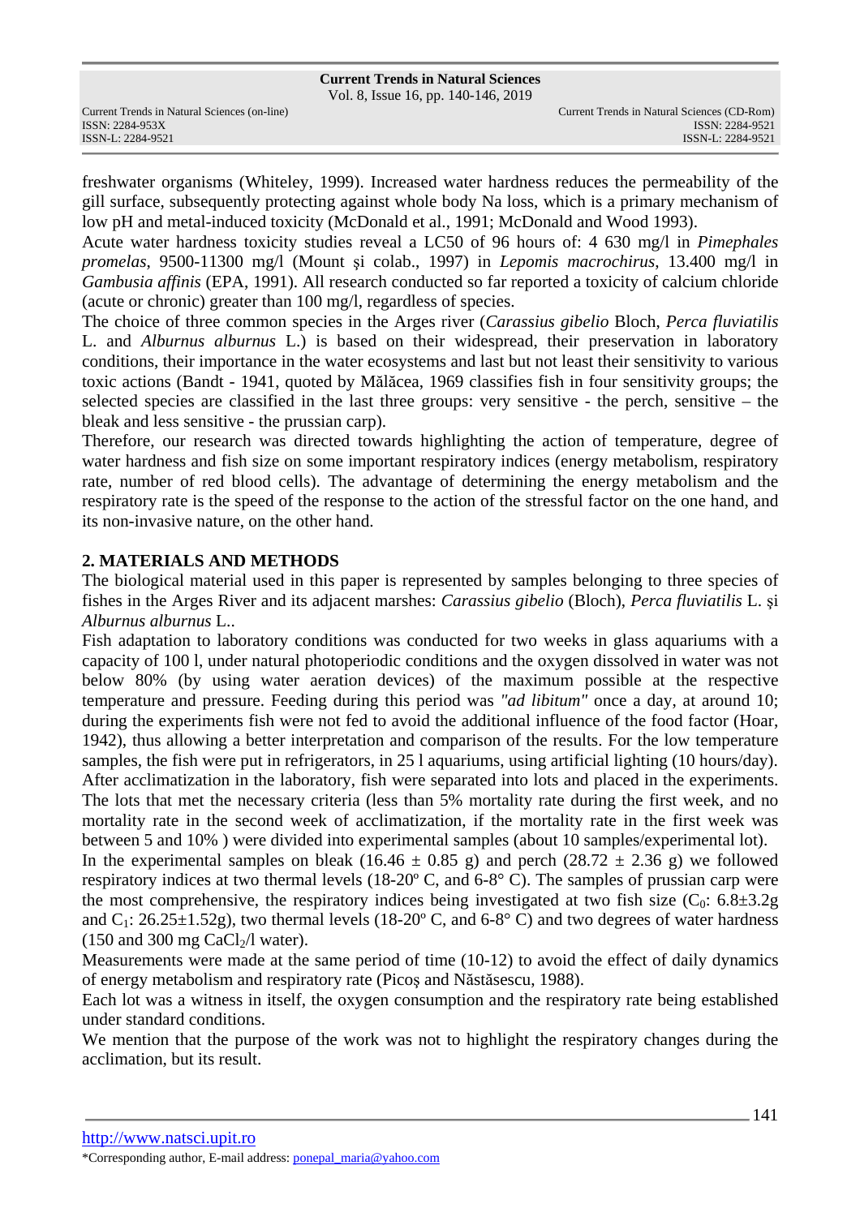freshwater organisms (Whiteley, 1999). Increased water hardness reduces the permeability of the gill surface, subsequently protecting against whole body Na loss, which is a primary mechanism of low pH and metal-induced toxicity (McDonald et al., 1991; McDonald and Wood 1993).

Acute water hardness toxicity studies reveal a LC50 of 96 hours of: 4 630 mg/l in *Pimephales promelas*, 9500-11300 mg/l (Mount şi colab., 1997) in *Lepomis macrochirus*, 13.400 mg/l in *Gambusia affinis* (EPA, 1991). All research conducted so far reported a toxicity of calcium chloride (acute or chronic) greater than 100 mg/l, regardless of species.

The choice of three common species in the Arges river (*Carassius gibelio* Bloch, *Perca fluviatilis* L. and *Alburnus alburnus* L.) is based on their widespread, their preservation in laboratory conditions, their importance in the water ecosystems and last but not least their sensitivity to various toxic actions (Bandt - 1941, quoted by Mălăcea, 1969 classifies fish in four sensitivity groups; the selected species are classified in the last three groups: very sensitive - the perch, sensitive – the bleak and less sensitive - the prussian carp).

Therefore, our research was directed towards highlighting the action of temperature, degree of water hardness and fish size on some important respiratory indices (energy metabolism, respiratory rate, number of red blood cells). The advantage of determining the energy metabolism and the respiratory rate is the speed of the response to the action of the stressful factor on the one hand, and its non-invasive nature, on the other hand.

## 2. MATERIALS AND METHODS

The biological material used in this paper is represented by samples belonging to three species of fishes in the Arges River and its adjacent marshes: *Carassius gibelio* (Bloch), *Perca fluviatilis* L. şi *Alburnus alburnus* L..

Fish adaptation to laboratory conditions was conducted for two weeks in glass aquariums with a capacity of 100 l, under natural photoperiodic conditions and the oxygen dissolved in water was not below 80% (by using water aeration devices) of the maximum possible at the respective temperature and pressure. Feeding during this period was *"ad libitum"* once a day, at around 10; during the experiments fish were not fed to avoid the additional influence of the food factor (Hoar, 1942), thus allowing a better interpretation and comparison of the results. For the low temperature samples, the fish were put in refrigerators, in 25 l aquariums, using artificial lighting (10 hours/day). After acclimatization in the laboratory, fish were separated into lots and placed in the experiments. The lots that met the necessary criteria (less than 5% mortality rate during the first week, and no mortality rate in the second week of acclimatization, if the mortality rate in the first week was between 5 and 10% ) were divided into experimental samples (about 10 samples/experimental lot).

In the experimental samples on bleak (16.46 ± 0.85 g) and perch (28.72 ± 2.36 g) we followed respiratory indices at two thermal levels (18-20º C, and 6-8° C). The samples of prussian carp were the most comprehensive, the respiratory indices being investigated at two fish size ($C_0$: 6.8±3.2g and $C_1$: 26.25±1.52g), two thermal levels (18-20º C, and 6-8° C) and two degrees of water hardness (150 and 300 mg $CaCl_2$/l water).

Measurements were made at the same period of time (10-12) to avoid the effect of daily dynamics of energy metabolism and respiratory rate (Picoş and Năstăsescu, 1988).

Each lot was a witness in itself, the oxygen consumption and the respiratory rate being established under standard conditions.

We mention that the purpose of the work was not to highlight the respiratory changes during the acclimation, but its result.

http://www.natsci.upit.ro

*Corresponding author, E-mail address: ponepal_maria@yahoo.com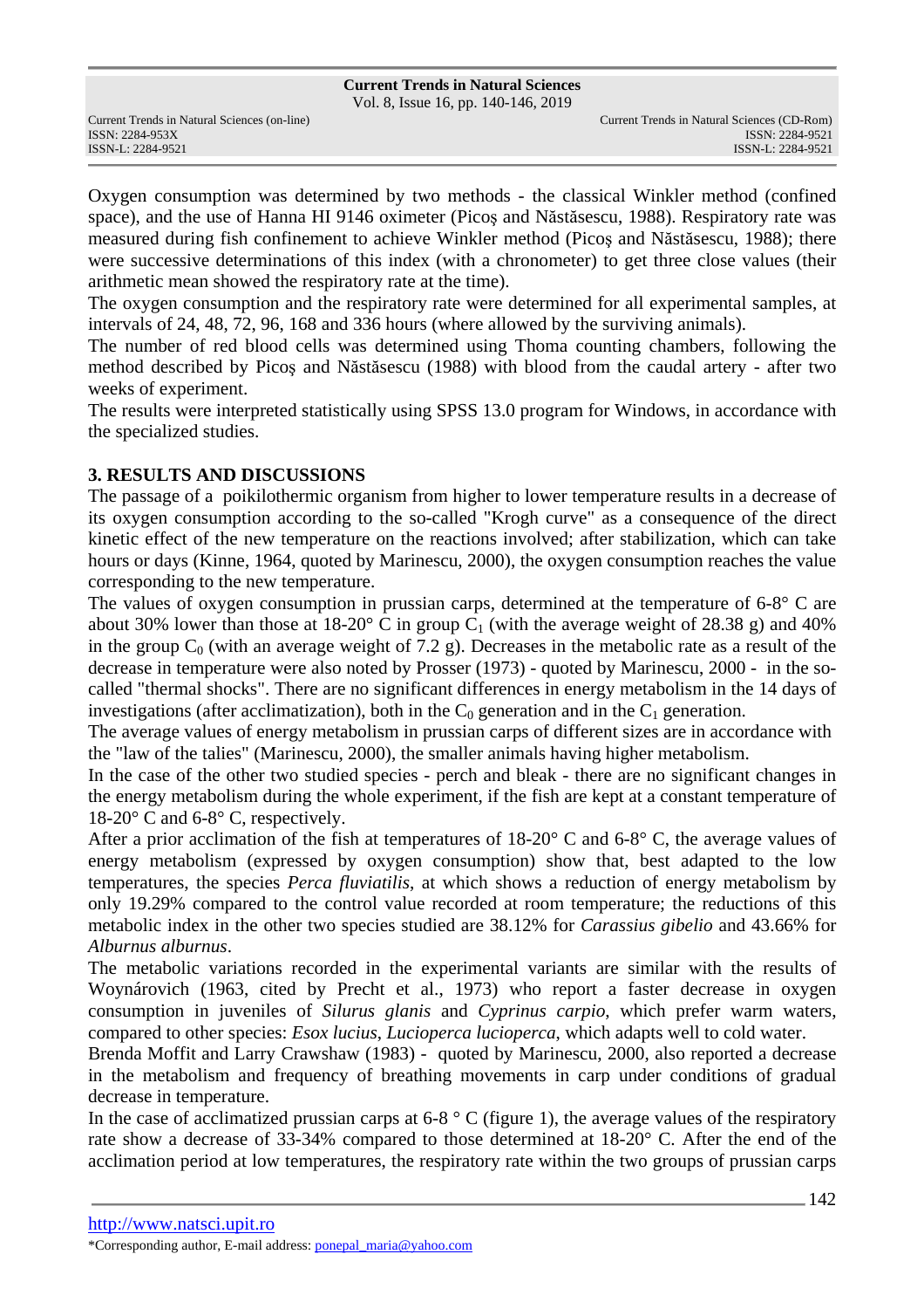Oxygen consumption was determined by two methods - the classical Winkler method (confined space), and the use of Hanna HI 9146 oximeter (Picoş and Năstăsescu, 1988). Respiratory rate was measured during fish confinement to achieve Winkler method (Picoş and Năstăsescu, 1988); there were successive determinations of this index (with a chronometer) to get three close values (their arithmetic mean showed the respiratory rate at the time).

The oxygen consumption and the respiratory rate were determined for all experimental samples, at intervals of 24, 48, 72, 96, 168 and 336 hours (where allowed by the surviving animals).

The number of red blood cells was determined using Thoma counting chambers, following the method described by Picoş and Năstăsescu (1988) with blood from the caudal artery - after two weeks of experiment.

The results were interpreted statistically using SPSS 13.0 program for Windows, in accordance with the specialized studies.

## 3. RESULTS AND DISCUSSIONS

The passage of a poikilothermic organism from higher to lower temperature results in a decrease of its oxygen consumption according to the so-called "Krogh curve" as a consequence of the direct kinetic effect of the new temperature on the reactions involved; after stabilization, which can take hours or days (Kinne, 1964, quoted by Marinescu, 2000), the oxygen consumption reaches the value corresponding to the new temperature.

The values of oxygen consumption in prussian carps, determined at the temperature of 6-8° C are about 30% lower than those at 18-20° C in group $C_1$ (with the average weight of 28.38 g) and 40% in the group $C_0$ (with an average weight of 7.2 g). Decreases in the metabolic rate as a result of the decrease in temperature were also noted by Prosser (1973) - quoted by Marinescu, 2000 - in the so-called "thermal shocks". There are no significant differences in energy metabolism in the 14 days of investigations (after acclimatization), both in the $C_0$ generation and in the $C_1$ generation.

The average values of energy metabolism in prussian carps of different sizes are in accordance with the "law of the talies" (Marinescu, 2000), the smaller animals having higher metabolism.

In the case of the other two studied species - perch and bleak - there are no significant changes in the energy metabolism during the whole experiment, if the fish are kept at a constant temperature of 18-20° C and 6-8° C, respectively.

After a prior acclimation of the fish at temperatures of 18-20° C and 6-8° C, the average values of energy metabolism (expressed by oxygen consumption) show that, best adapted to the low temperatures, the species *Perca fluviatilis*, at which shows a reduction of energy metabolism by only 19.29% compared to the control value recorded at room temperature; the reductions of this metabolic index in the other two species studied are 38.12% for *Carassius gibelio* and 43.66% for *Alburnus alburnus*.

The metabolic variations recorded in the experimental variants are similar with the results of Woynárovich (1963, cited by Precht et al., 1973) who report a faster decrease in oxygen consumption in juveniles of *Silurus glanis* and *Cyprinus carpio*, which prefer warm waters, compared to other species: *Esox lucius*, *Lucioperca lucioperca*, which adapts well to cold water.

Brenda Moffit and Larry Crawshaw (1983) - quoted by Marinescu, 2000, also reported a decrease in the metabolism and frequency of breathing movements in carp under conditions of gradual decrease in temperature.

In the case of acclimatized prussian carps at 6-8 ° C (figure 1), the average values of the respiratory rate show a decrease of 33-34% compared to those determined at 18-20° C. After the end of the acclimation period at low temperatures, the respiratory rate within the two groups of prussian carps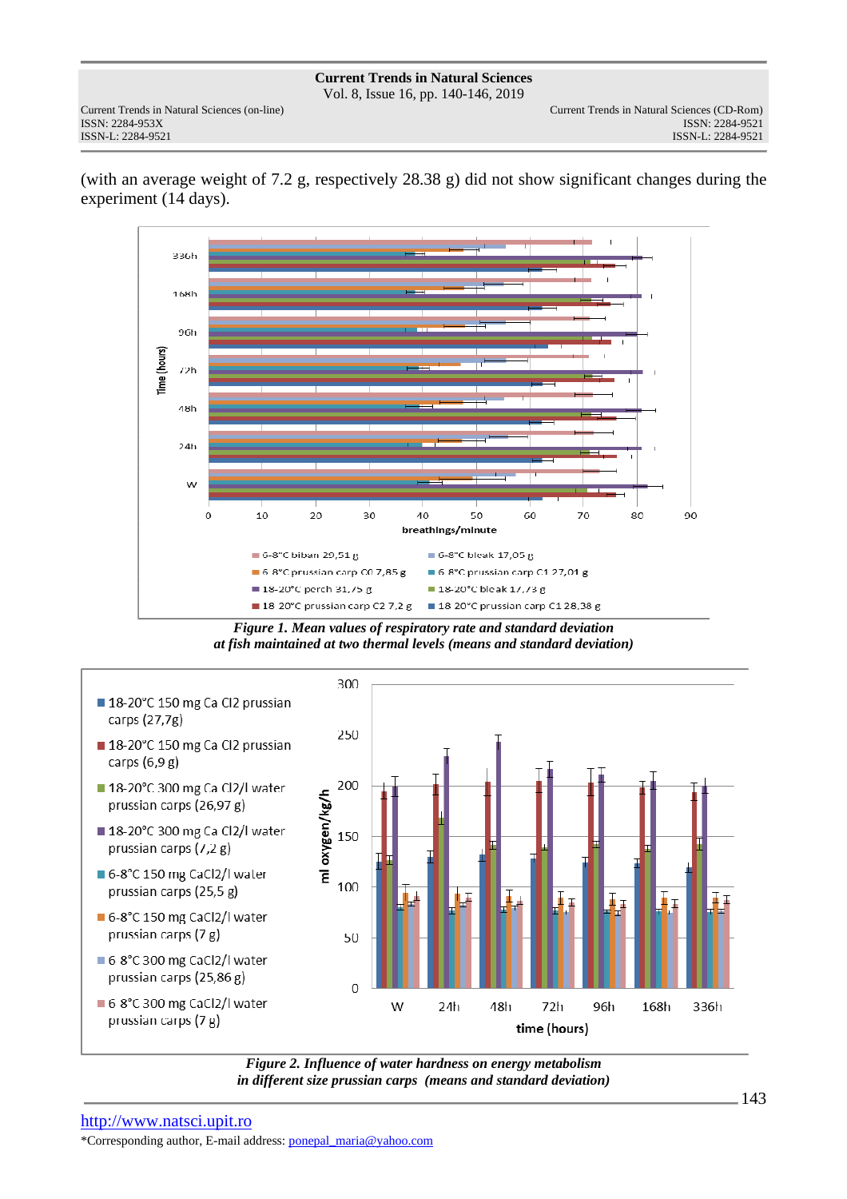(with an average weight of 7.2 g, respectively 28.38 g) did not show significant changes during the experiment (14 days).

***Figure 1. Mean values of respiratory rate and standard deviation at fish maintained at two thermal levels (means and standard deviation)***

***Figure 2. Influence of water hardness on energy metabolism in different size prussian carps (means and standard deviation)***

http://www.natsci.upit.ro

*Corresponding author, E-mail address: ponepal_maria@yahoo.com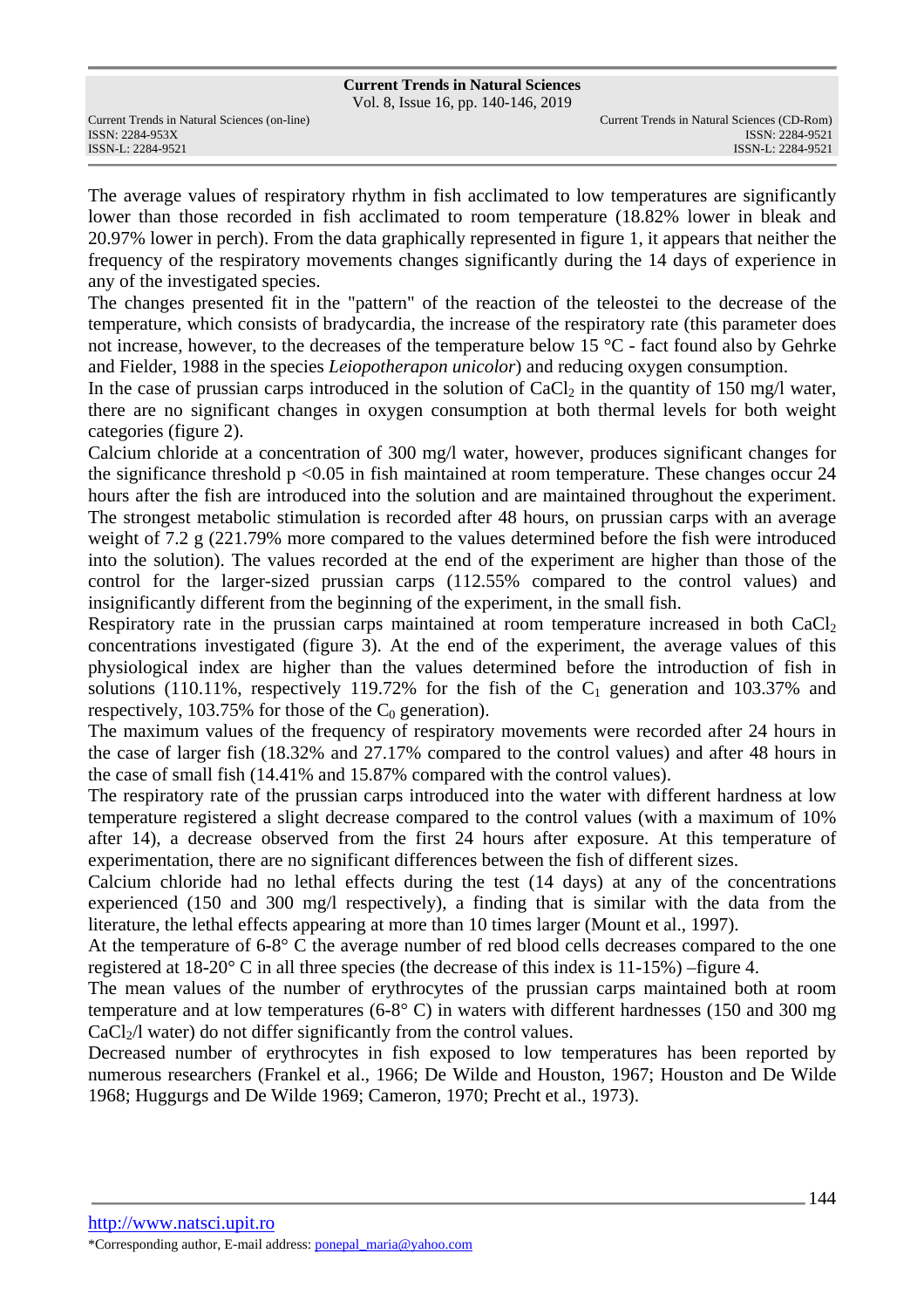The average values of respiratory rhythm in fish acclimated to low temperatures are significantly lower than those recorded in fish acclimated to room temperature (18.82% lower in bleak and 20.97% lower in perch). From the data graphically represented in figure 1, it appears that neither the frequency of the respiratory movements changes significantly during the 14 days of experience in any of the investigated species.

The changes presented fit in the "pattern" of the reaction of the teleostei to the decrease of the temperature, which consists of bradycardia, the increase of the respiratory rate (this parameter does not increase, however, to the decreases of the temperature below 15 °C - fact found also by Gehrke and Fielder, 1988 in the species *Leiopotherapon unicolor*) and reducing oxygen consumption.

In the case of prussian carps introduced in the solution of $CaCl_2$ in the quantity of 150 mg/l water, there are no significant changes in oxygen consumption at both thermal levels for both weight categories (figure 2).

Calcium chloride at a concentration of 300 mg/l water, however, produces significant changes for the significance threshold $p < 0.05$ in fish maintained at room temperature. These changes occur 24 hours after the fish are introduced into the solution and are maintained throughout the experiment. The strongest metabolic stimulation is recorded after 48 hours, on prussian carps with an average weight of 7.2 g (221.79% more compared to the values determined before the fish were introduced into the solution). The values recorded at the end of the experiment are higher than those of the control for the larger-sized prussian carps (112.55% compared to the control values) and insignificantly different from the beginning of the experiment, in the small fish.

Respiratory rate in the prussian carps maintained at room temperature increased in both $CaCl_2$ concentrations investigated (figure 3). At the end of the experiment, the average values of this physiological index are higher than the values determined before the introduction of fish in solutions (110.11%, respectively 119.72% for the fish of the $C_1$ generation and 103.37% and respectively, 103.75% for those of the $C_0$ generation).

The maximum values of the frequency of respiratory movements were recorded after 24 hours in the case of larger fish (18.32% and 27.17% compared to the control values) and after 48 hours in the case of small fish (14.41% and 15.87% compared with the control values).

The respiratory rate of the prussian carps introduced into the water with different hardness at low temperature registered a slight decrease compared to the control values (with a maximum of 10% after 14), a decrease observed from the first 24 hours after exposure. At this temperature of experimentation, there are no significant differences between the fish of different sizes.

Calcium chloride had no lethal effects during the test (14 days) at any of the concentrations experienced (150 and 300 mg/l respectively), a finding that is similar with the data from the literature, the lethal effects appearing at more than 10 times larger (Mount et al., 1997).

At the temperature of 6-8° C the average number of red blood cells decreases compared to the one registered at 18-20° C in all three species (the decrease of this index is 11-15%) –figure 4.

The mean values of the number of erythrocytes of the prussian carps maintained both at room temperature and at low temperatures (6-8° C) in waters with different hardnesses (150 and 300 mg $CaCl_2$/l water) do not differ significantly from the control values.

Decreased number of erythrocytes in fish exposed to low temperatures has been reported by numerous researchers (Frankel et al., 1966; De Wilde and Houston, 1967; Houston and De Wilde 1968; Huggurgs and De Wilde 1969; Cameron, 1970; Precht et al., 1973).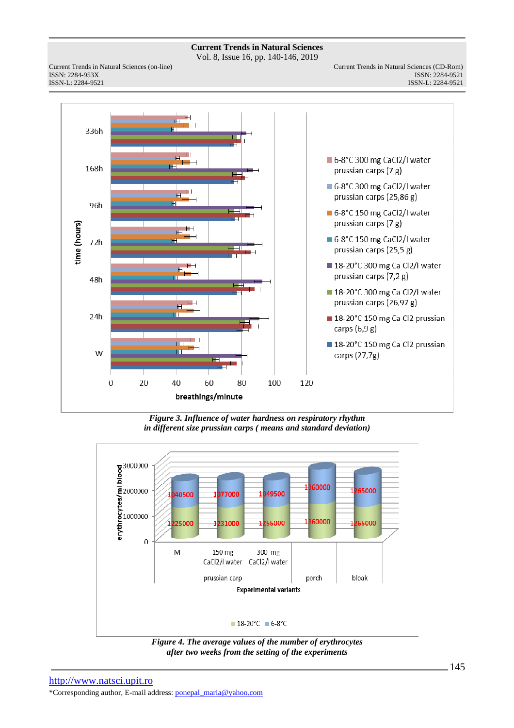*Figure 3. Influence of water hardness on respiratory rhythm in different size prussian carps ( means and standard deviation)*

*Figure 4. The average values of the number of erythrocytes after two weeks from the setting of the experiments*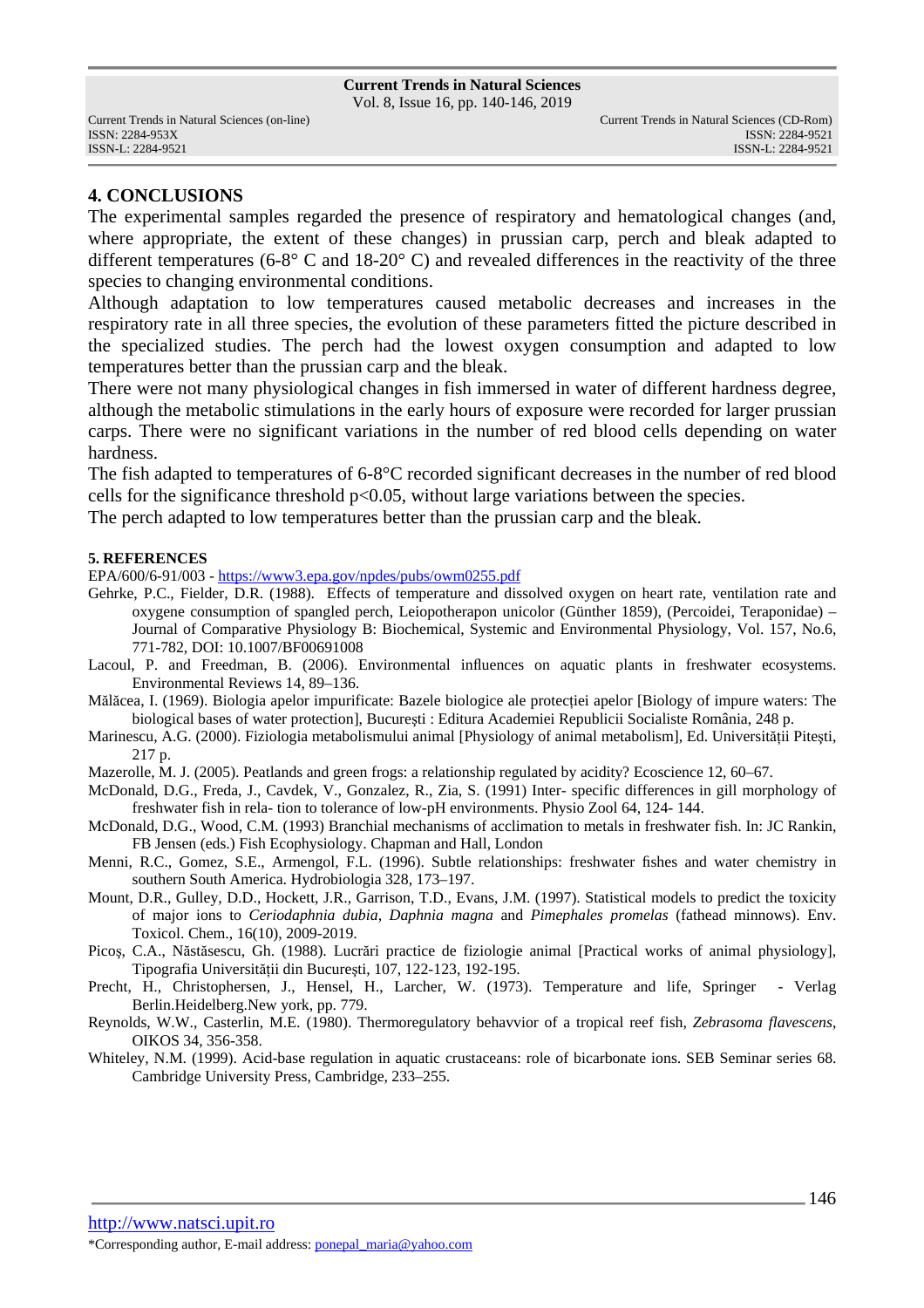## 4. CONCLUSIONS

The experimental samples regarded the presence of respiratory and hematological changes (and, where appropriate, the extent of these changes) in prussian carp, perch and bleak adapted to different temperatures (6-8° C and 18-20° C) and revealed differences in the reactivity of the three species to changing environmental conditions.

Although adaptation to low temperatures caused metabolic decreases and increases in the respiratory rate in all three species, the evolution of these parameters fitted the picture described in the specialized studies. The perch had the lowest oxygen consumption and adapted to low temperatures better than the prussian carp and the bleak.

There were not many physiological changes in fish immersed in water of different hardness degree, although the metabolic stimulations in the early hours of exposure were recorded for larger prussian carps. There were no significant variations in the number of red blood cells depending on water hardness.

The fish adapted to temperatures of 6-8°C recorded significant decreases in the number of red blood cells for the significance threshold $p<0.05$, without large variations between the species.

The perch adapted to low temperatures better than the prussian carp and the bleak.

### 5. REFERENCES

EPA/600/6-91/003 - https://www3.epa.gov/npdes/pubs/owm0255.pdf

Gehrke, P.C., Fielder, D.R. (1988). Effects of temperature and dissolved oxygen on heart rate, ventilation rate and oxygene consumption of spangled perch, Leiopotherapon unicolor (Günther 1859), (Percoidei, Teraponidae) – Journal of Comparative Physiology B: Biochemical, Systemic and Environmental Physiology, Vol. 157, No.6, 771-782, DOI: 10.1007/BF00691008

Lacoul, P. and Freedman, B. (2006). Environmental influences on aquatic plants in freshwater ecosystems. Environmental Reviews 14, 89–136.

Mălăcea, I. (1969). Biologia apelor impurificate: Bazele biologice ale protecției apelor [Biology of impure waters: The biological bases of water protection], București : Editura Academiei Republicii Socialiste România, 248 p.

Marinescu, A.G. (2000). Fiziologia metabolismului animal [Physiology of animal metabolism], Ed. Universității Pitești, 217 p.

Mazerolle, M. J. (2005). Peatlands and green frogs: a relationship regulated by acidity? Ecoscience 12, 60–67.

McDonald, D.G., Freda, J., Cavdek, V., Gonzalez, R., Zia, S. (1991) Inter- specific differences in gill morphology of freshwater fish in rela- tion to tolerance of low-pH environments. Physio Zool 64, 124- 144.

McDonald, D.G., Wood, C.M. (1993) Branchial mechanisms of acclimation to metals in freshwater fish. In: JC Rankin, FB Jensen (eds.) Fish Ecophysiology. Chapman and Hall, London

Menni, R.C., Gomez, S.E., Armengol, F.L. (1996). Subtle relationships: freshwater fishes and water chemistry in southern South America. Hydrobiologia 328, 173–197.

Mount, D.R., Gulley, D.D., Hockett, J.R., Garrison, T.D., Evans, J.M. (1997). Statistical models to predict the toxicity of major ions to *Ceriodaphnia dubia*, *Daphnia magna* and *Pimephales promelas* (fathead minnows). Env. Toxicol. Chem., 16(10), 2009-2019.

Picoș, C.A., Năstăsescu, Gh. (1988). Lucrări practice de fiziologie animal [Practical works of animal physiology], Tipografia Universității din București, 107, 122-123, 192-195.

Precht, H., Christophersen, J., Hensel, H., Larcher, W. (1973). Temperature and life, Springer - Verlag Berlin.Heidelberg.New york, pp. 779.

Reynolds, W.W., Casterlin, M.E. (1980). Thermoregulatory behavvior of a tropical reef fish, *Zebrasoma flavescens*, OIKOS 34, 356-358.

Whiteley, N.M. (1999). Acid-base regulation in aquatic crustaceans: role of bicarbonate ions. SEB Seminar series 68. Cambridge University Press, Cambridge, 233–255.